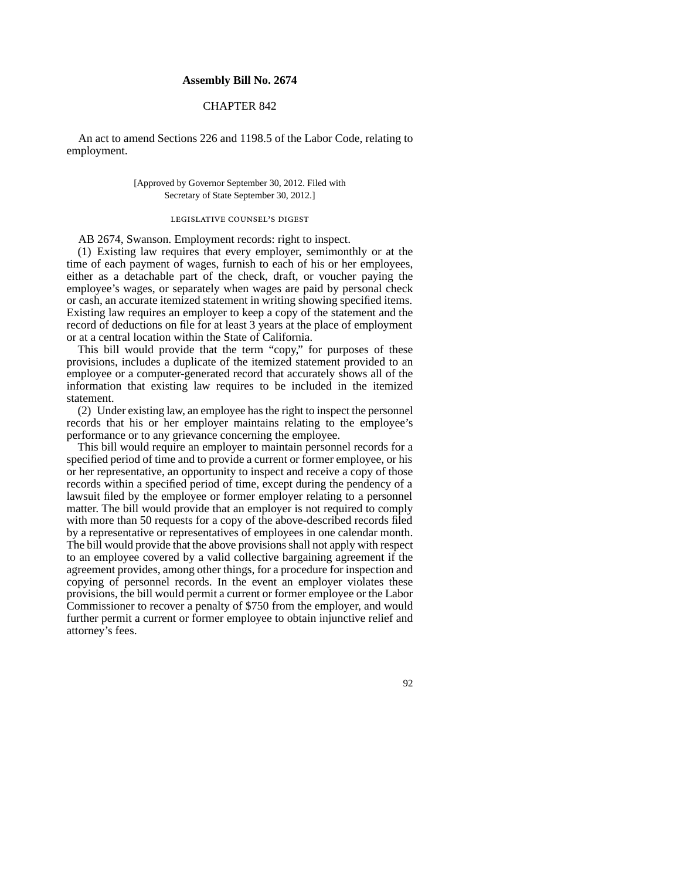**Assembly Bill No. 2674**

CHAPTER 842

An act to amend Sections 226 and 1198.5 of the Labor Code, relating to employment.

[Approved by Governor September 30, 2012. Filed with Secretary of State September 30, 2012.]

LEGISLATIVE COUNSEL'S DIGEST

AB 2674, Swanson. Employment records: right to inspect.

(1) Existing law requires that every employer, semimonthly or at the time of each payment of wages, furnish to each of his or her employees, either as a detachable part of the check, draft, or voucher paying the employee's wages, or separately when wages are paid by personal check or cash, an accurate itemized statement in writing showing specified items. Existing law requires an employer to keep a copy of the statement and the record of deductions on file for at least 3 years at the place of employment or at a central location within the State of California.

This bill would provide that the term "copy," for purposes of these provisions, includes a duplicate of the itemized statement provided to an employee or a computer-generated record that accurately shows all of the information that existing law requires to be included in the itemized statement.

(2) Under existing law, an employee has the right to inspect the personnel records that his or her employer maintains relating to the employee's performance or to any grievance concerning the employee.

This bill would require an employer to maintain personnel records for a specified period of time and to provide a current or former employee, or his or her representative, an opportunity to inspect and receive a copy of those records within a specified period of time, except during the pendency of a lawsuit filed by the employee or former employer relating to a personnel matter. The bill would provide that an employer is not required to comply with more than 50 requests for a copy of the above-described records filed by a representative or representatives of employees in one calendar month. The bill would provide that the above provisions shall not apply with respect to an employee covered by a valid collective bargaining agreement if the agreement provides, among other things, for a procedure for inspection and copying of personnel records. In the event an employer violates these provisions, the bill would permit a current or former employee or the Labor Commissioner to recover a penalty of $750 from the employer, and would further permit a current or former employee to obtain injunctive relief and attorney's fees.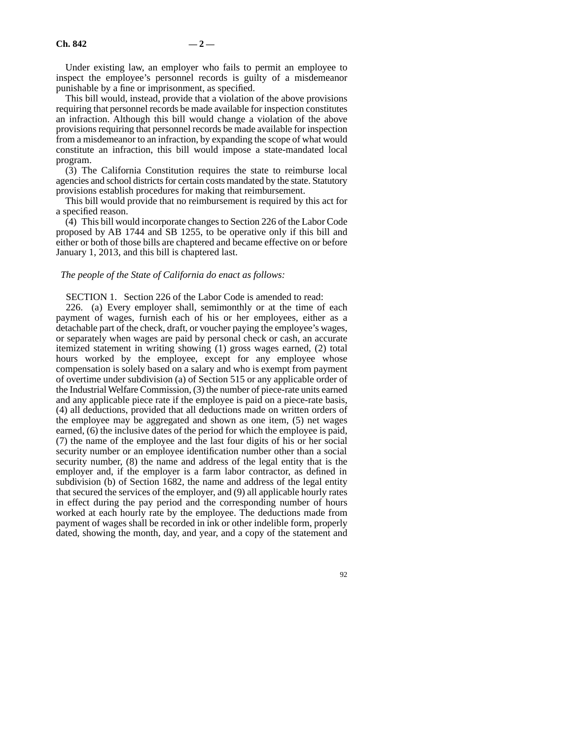Under existing law, an employer who fails to permit an employee to inspect the employee's personnel records is guilty of a misdemeanor punishable by a fine or imprisonment, as specified.

This bill would, instead, provide that a violation of the above provisions requiring that personnel records be made available for inspection constitutes an infraction. Although this bill would change a violation of the above provisions requiring that personnel records be made available for inspection from a misdemeanor to an infraction, by expanding the scope of what would constitute an infraction, this bill would impose a state-mandated local program.

(3) The California Constitution requires the state to reimburse local agencies and school districts for certain costs mandated by the state. Statutory provisions establish procedures for making that reimbursement.

This bill would provide that no reimbursement is required by this act for a specified reason.

(4) This bill would incorporate changes to Section 226 of the Labor Code proposed by AB 1744 and SB 1255, to be operative only if this bill and either or both of those bills are chaptered and became effective on or before January 1, 2013, and this bill is chaptered last.

*The people of the State of California do enact as follows:*

SECTION 1. Section 226 of the Labor Code is amended to read:

226. (a) Every employer shall, semimonthly or at the time of each payment of wages, furnish each of his or her employees, either as a detachable part of the check, draft, or voucher paying the employee's wages, or separately when wages are paid by personal check or cash, an accurate itemized statement in writing showing (1) gross wages earned, (2) total hours worked by the employee, except for any employee whose compensation is solely based on a salary and who is exempt from payment of overtime under subdivision (a) of Section 515 or any applicable order of the Industrial Welfare Commission, (3) the number of piece-rate units earned and any applicable piece rate if the employee is paid on a piece-rate basis, (4) all deductions, provided that all deductions made on written orders of the employee may be aggregated and shown as one item, (5) net wages earned, (6) the inclusive dates of the period for which the employee is paid, (7) the name of the employee and the last four digits of his or her social security number or an employee identification number other than a social security number, (8) the name and address of the legal entity that is the employer and, if the employer is a farm labor contractor, as defined in subdivision (b) of Section 1682, the name and address of the legal entity that secured the services of the employer, and (9) all applicable hourly rates in effect during the pay period and the corresponding number of hours worked at each hourly rate by the employee. The deductions made from payment of wages shall be recorded in ink or other indelible form, properly dated, showing the month, day, and year, and a copy of the statement and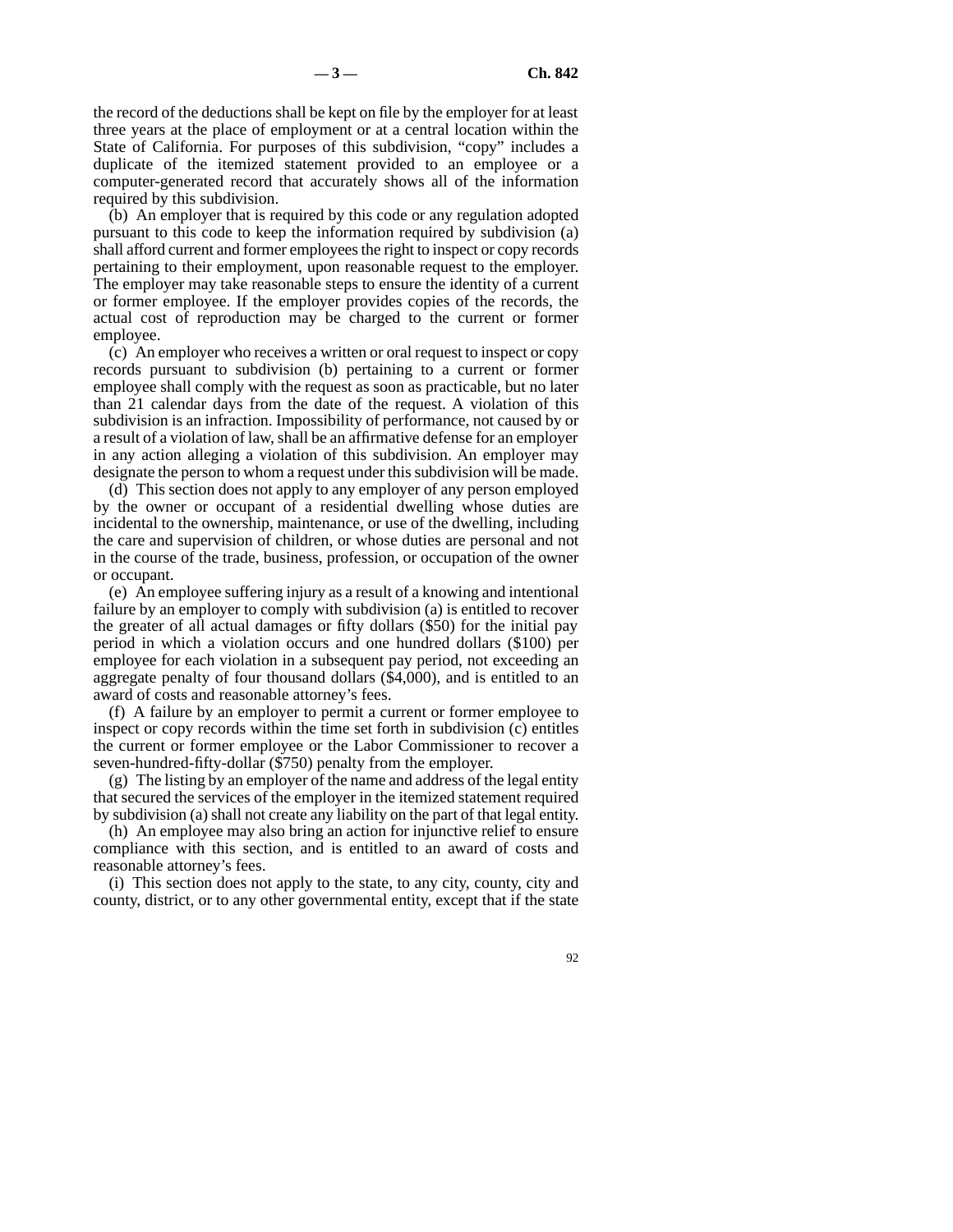the record of the deductions shall be kept on file by the employer for at least three years at the place of employment or at a central location within the State of California. For purposes of this subdivision, "copy" includes a duplicate of the itemized statement provided to an employee or a computer-generated record that accurately shows all of the information required by this subdivision.

(b) An employer that is required by this code or any regulation adopted pursuant to this code to keep the information required by subdivision (a) shall afford current and former employees the right to inspect or copy records pertaining to their employment, upon reasonable request to the employer. The employer may take reasonable steps to ensure the identity of a current or former employee. If the employer provides copies of the records, the actual cost of reproduction may be charged to the current or former employee.

(c) An employer who receives a written or oral request to inspect or copy records pursuant to subdivision (b) pertaining to a current or former employee shall comply with the request as soon as practicable, but no later than 21 calendar days from the date of the request. A violation of this subdivision is an infraction. Impossibility of performance, not caused by or a result of a violation of law, shall be an affirmative defense for an employer in any action alleging a violation of this subdivision. An employer may designate the person to whom a request under this subdivision will be made.

(d) This section does not apply to any employer of any person employed by the owner or occupant of a residential dwelling whose duties are incidental to the ownership, maintenance, or use of the dwelling, including the care and supervision of children, or whose duties are personal and not in the course of the trade, business, profession, or occupation of the owner or occupant.

(e) An employee suffering injury as a result of a knowing and intentional failure by an employer to comply with subdivision (a) is entitled to recover the greater of all actual damages or fifty dollars ($50) for the initial pay period in which a violation occurs and one hundred dollars ($100) per employee for each violation in a subsequent pay period, not exceeding an aggregate penalty of four thousand dollars ($4,000), and is entitled to an award of costs and reasonable attorney's fees.

(f) A failure by an employer to permit a current or former employee to inspect or copy records within the time set forth in subdivision (c) entitles the current or former employee or the Labor Commissioner to recover a seven-hundred-fifty-dollar ($750) penalty from the employer.

(g) The listing by an employer of the name and address of the legal entity that secured the services of the employer in the itemized statement required by subdivision (a) shall not create any liability on the part of that legal entity.

(h) An employee may also bring an action for injunctive relief to ensure compliance with this section, and is entitled to an award of costs and reasonable attorney's fees.

(i) This section does not apply to the state, to any city, county, city and county, district, or to any other governmental entity, except that if the state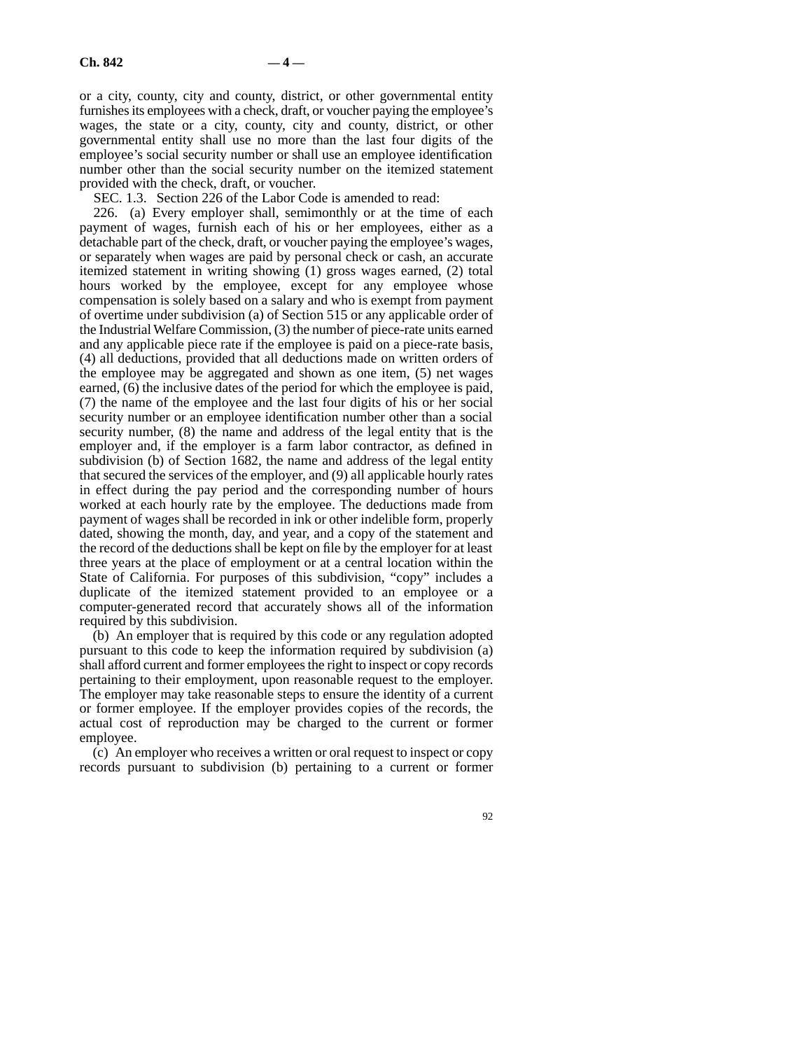or a city, county, city and county, district, or other governmental entity furnishes its employees with a check, draft, or voucher paying the employee's wages, the state or a city, county, city and county, district, or other governmental entity shall use no more than the last four digits of the employee's social security number or shall use an employee identification number other than the social security number on the itemized statement provided with the check, draft, or voucher.

SEC. 1.3. Section 226 of the Labor Code is amended to read:

226. (a) Every employer shall, semimonthly or at the time of each payment of wages, furnish each of his or her employees, either as a detachable part of the check, draft, or voucher paying the employee's wages, or separately when wages are paid by personal check or cash, an accurate itemized statement in writing showing (1) gross wages earned, (2) total hours worked by the employee, except for any employee whose compensation is solely based on a salary and who is exempt from payment of overtime under subdivision (a) of Section 515 or any applicable order of the Industrial Welfare Commission, (3) the number of piece-rate units earned and any applicable piece rate if the employee is paid on a piece-rate basis, (4) all deductions, provided that all deductions made on written orders of the employee may be aggregated and shown as one item, (5) net wages earned, (6) the inclusive dates of the period for which the employee is paid, (7) the name of the employee and the last four digits of his or her social security number or an employee identification number other than a social security number, (8) the name and address of the legal entity that is the employer and, if the employer is a farm labor contractor, as defined in subdivision (b) of Section 1682, the name and address of the legal entity that secured the services of the employer, and (9) all applicable hourly rates in effect during the pay period and the corresponding number of hours worked at each hourly rate by the employee. The deductions made from payment of wages shall be recorded in ink or other indelible form, properly dated, showing the month, day, and year, and a copy of the statement and the record of the deductions shall be kept on file by the employer for at least three years at the place of employment or at a central location within the State of California. For purposes of this subdivision, "copy" includes a duplicate of the itemized statement provided to an employee or a computer-generated record that accurately shows all of the information required by this subdivision.

(b) An employer that is required by this code or any regulation adopted pursuant to this code to keep the information required by subdivision (a) shall afford current and former employees the right to inspect or copy records pertaining to their employment, upon reasonable request to the employer. The employer may take reasonable steps to ensure the identity of a current or former employee. If the employer provides copies of the records, the actual cost of reproduction may be charged to the current or former employee.

(c) An employer who receives a written or oral request to inspect or copy records pursuant to subdivision (b) pertaining to a current or former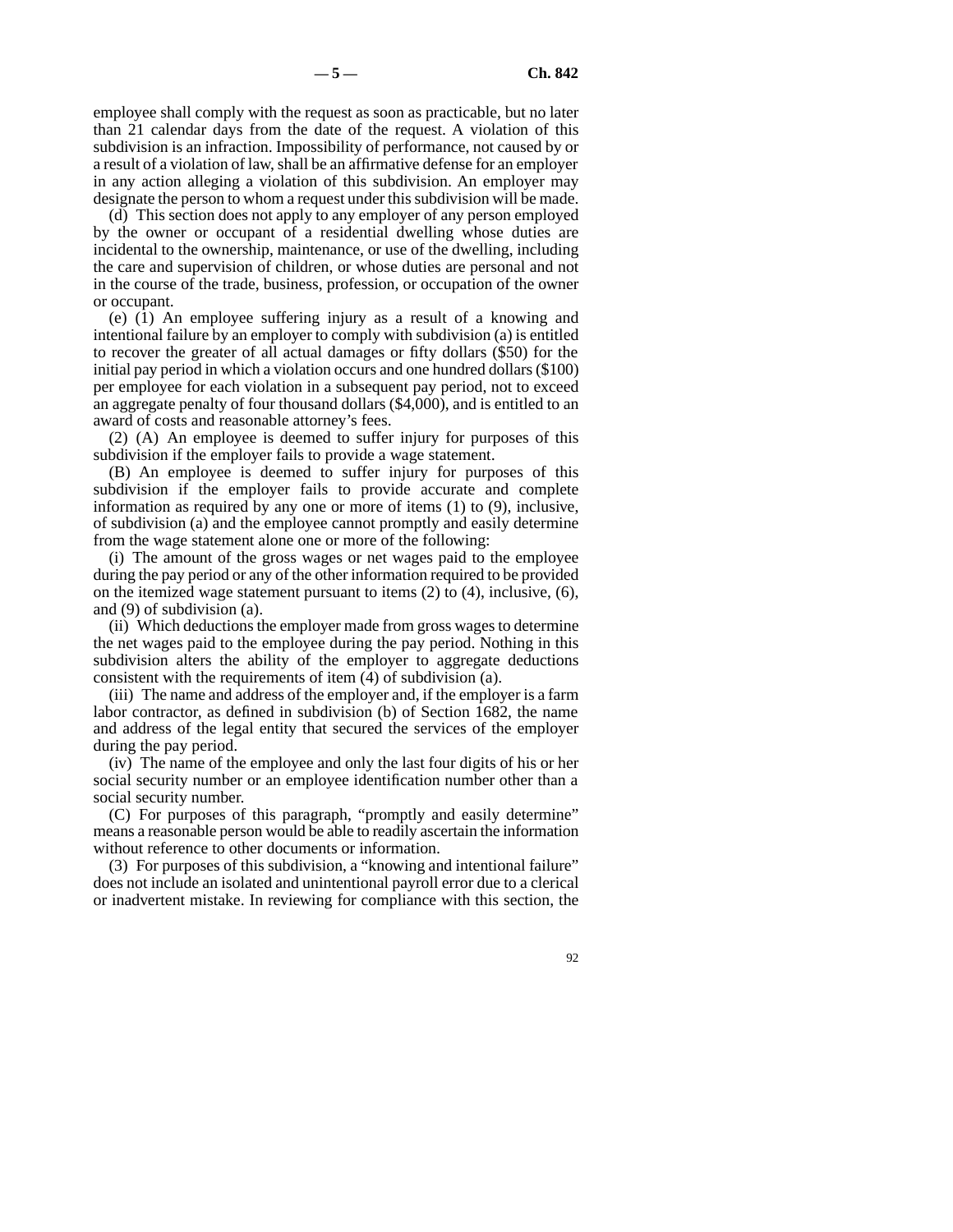employee shall comply with the request as soon as practicable, but no later than 21 calendar days from the date of the request. A violation of this subdivision is an infraction. Impossibility of performance, not caused by or a result of a violation of law, shall be an affirmative defense for an employer in any action alleging a violation of this subdivision. An employer may designate the person to whom a request under this subdivision will be made.

(d) This section does not apply to any employer of any person employed by the owner or occupant of a residential dwelling whose duties are incidental to the ownership, maintenance, or use of the dwelling, including the care and supervision of children, or whose duties are personal and not in the course of the trade, business, profession, or occupation of the owner or occupant.

(e) (1) An employee suffering injury as a result of a knowing and intentional failure by an employer to comply with subdivision (a) is entitled to recover the greater of all actual damages or fifty dollars ($50) for the initial pay period in which a violation occurs and one hundred dollars ($100) per employee for each violation in a subsequent pay period, not to exceed an aggregate penalty of four thousand dollars ($4,000), and is entitled to an award of costs and reasonable attorney's fees.

(2) (A) An employee is deemed to suffer injury for purposes of this subdivision if the employer fails to provide a wage statement.

(B) An employee is deemed to suffer injury for purposes of this subdivision if the employer fails to provide accurate and complete information as required by any one or more of items (1) to (9), inclusive, of subdivision (a) and the employee cannot promptly and easily determine from the wage statement alone one or more of the following:

(i) The amount of the gross wages or net wages paid to the employee during the pay period or any of the other information required to be provided on the itemized wage statement pursuant to items (2) to (4), inclusive, (6), and (9) of subdivision (a).

(ii) Which deductions the employer made from gross wages to determine the net wages paid to the employee during the pay period. Nothing in this subdivision alters the ability of the employer to aggregate deductions consistent with the requirements of item (4) of subdivision (a).

(iii) The name and address of the employer and, if the employer is a farm labor contractor, as defined in subdivision (b) of Section 1682, the name and address of the legal entity that secured the services of the employer during the pay period.

(iv) The name of the employee and only the last four digits of his or her social security number or an employee identification number other than a social security number.

(C) For purposes of this paragraph, "promptly and easily determine" means a reasonable person would be able to readily ascertain the information without reference to other documents or information.

(3) For purposes of this subdivision, a "knowing and intentional failure" does not include an isolated and unintentional payroll error due to a clerical or inadvertent mistake. In reviewing for compliance with this section, the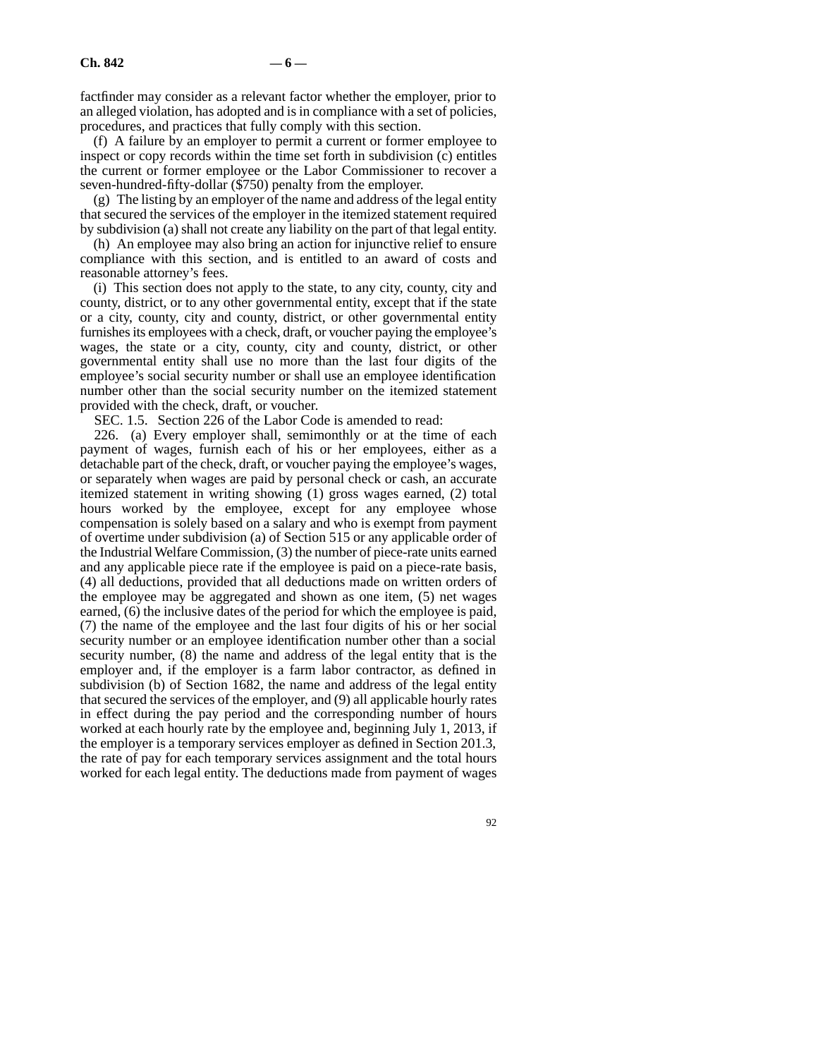factfinder may consider as a relevant factor whether the employer, prior to an alleged violation, has adopted and is in compliance with a set of policies, procedures, and practices that fully comply with this section.

(f) A failure by an employer to permit a current or former employee to inspect or copy records within the time set forth in subdivision (c) entitles the current or former employee or the Labor Commissioner to recover a seven-hundred-fifty-dollar ($750) penalty from the employer.

(g) The listing by an employer of the name and address of the legal entity that secured the services of the employer in the itemized statement required by subdivision (a) shall not create any liability on the part of that legal entity.

(h) An employee may also bring an action for injunctive relief to ensure compliance with this section, and is entitled to an award of costs and reasonable attorney's fees.

(i) This section does not apply to the state, to any city, county, city and county, district, or to any other governmental entity, except that if the state or a city, county, city and county, district, or other governmental entity furnishes its employees with a check, draft, or voucher paying the employee's wages, the state or a city, county, city and county, district, or other governmental entity shall use no more than the last four digits of the employee's social security number or shall use an employee identification number other than the social security number on the itemized statement provided with the check, draft, or voucher.

SEC. 1.5. Section 226 of the Labor Code is amended to read:

226. (a) Every employer shall, semimonthly or at the time of each payment of wages, furnish each of his or her employees, either as a detachable part of the check, draft, or voucher paying the employee's wages, or separately when wages are paid by personal check or cash, an accurate itemized statement in writing showing (1) gross wages earned, (2) total hours worked by the employee, except for any employee whose compensation is solely based on a salary and who is exempt from payment of overtime under subdivision (a) of Section 515 or any applicable order of the Industrial Welfare Commission, (3) the number of piece-rate units earned and any applicable piece rate if the employee is paid on a piece-rate basis, (4) all deductions, provided that all deductions made on written orders of the employee may be aggregated and shown as one item, (5) net wages earned, (6) the inclusive dates of the period for which the employee is paid, (7) the name of the employee and the last four digits of his or her social security number or an employee identification number other than a social security number, (8) the name and address of the legal entity that is the employer and, if the employer is a farm labor contractor, as defined in subdivision (b) of Section 1682, the name and address of the legal entity that secured the services of the employer, and (9) all applicable hourly rates in effect during the pay period and the corresponding number of hours worked at each hourly rate by the employee and, beginning July 1, 2013, if the employer is a temporary services employer as defined in Section 201.3, the rate of pay for each temporary services assignment and the total hours worked for each legal entity. The deductions made from payment of wages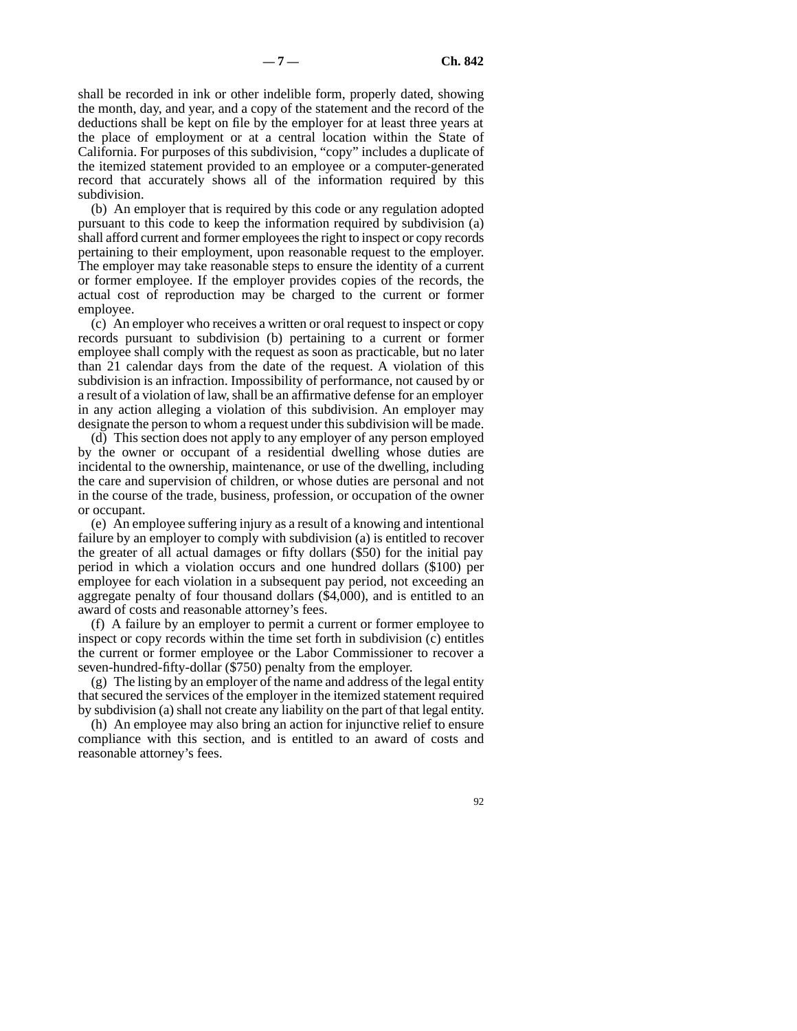shall be recorded in ink or other indelible form, properly dated, showing the month, day, and year, and a copy of the statement and the record of the deductions shall be kept on file by the employer for at least three years at the place of employment or at a central location within the State of California. For purposes of this subdivision, "copy" includes a duplicate of the itemized statement provided to an employee or a computer-generated record that accurately shows all of the information required by this subdivision.

(b) An employer that is required by this code or any regulation adopted pursuant to this code to keep the information required by subdivision (a) shall afford current and former employees the right to inspect or copy records pertaining to their employment, upon reasonable request to the employer. The employer may take reasonable steps to ensure the identity of a current or former employee. If the employer provides copies of the records, the actual cost of reproduction may be charged to the current or former employee.

(c) An employer who receives a written or oral request to inspect or copy records pursuant to subdivision (b) pertaining to a current or former employee shall comply with the request as soon as practicable, but no later than 21 calendar days from the date of the request. A violation of this subdivision is an infraction. Impossibility of performance, not caused by or a result of a violation of law, shall be an affirmative defense for an employer in any action alleging a violation of this subdivision. An employer may designate the person to whom a request under this subdivision will be made.

(d) This section does not apply to any employer of any person employed by the owner or occupant of a residential dwelling whose duties are incidental to the ownership, maintenance, or use of the dwelling, including the care and supervision of children, or whose duties are personal and not in the course of the trade, business, profession, or occupation of the owner or occupant.

(e) An employee suffering injury as a result of a knowing and intentional failure by an employer to comply with subdivision (a) is entitled to recover the greater of all actual damages or fifty dollars ($50) for the initial pay period in which a violation occurs and one hundred dollars ($100) per employee for each violation in a subsequent pay period, not exceeding an aggregate penalty of four thousand dollars ($4,000), and is entitled to an award of costs and reasonable attorney's fees.

(f) A failure by an employer to permit a current or former employee to inspect or copy records within the time set forth in subdivision (c) entitles the current or former employee or the Labor Commissioner to recover a seven-hundred-fifty-dollar ($750) penalty from the employer.

(g) The listing by an employer of the name and address of the legal entity that secured the services of the employer in the itemized statement required by subdivision (a) shall not create any liability on the part of that legal entity.

(h) An employee may also bring an action for injunctive relief to ensure compliance with this section, and is entitled to an award of costs and reasonable attorney's fees.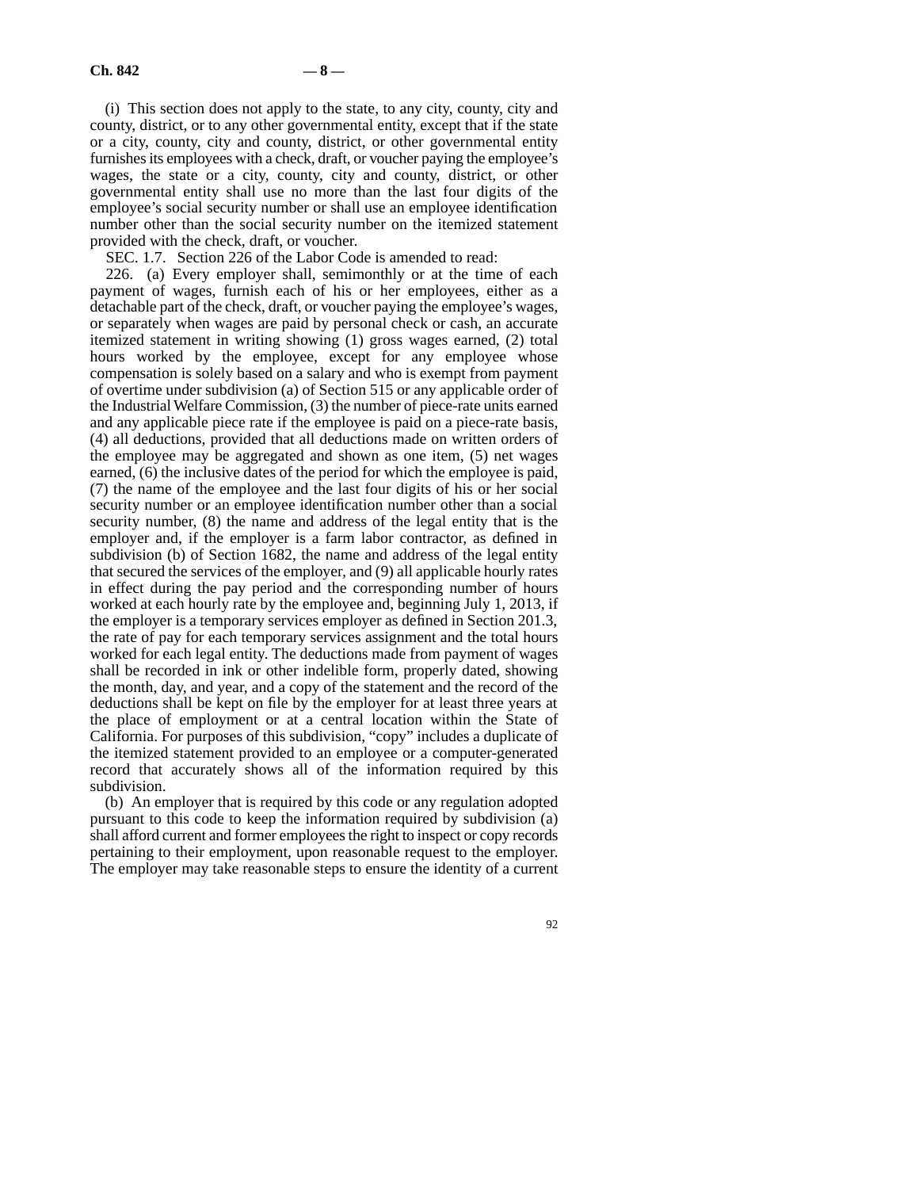(i) This section does not apply to the state, to any city, county, city and county, district, or to any other governmental entity, except that if the state or a city, county, city and county, district, or other governmental entity furnishes its employees with a check, draft, or voucher paying the employee's wages, the state or a city, county, city and county, district, or other governmental entity shall use no more than the last four digits of the employee's social security number or shall use an employee identification number other than the social security number on the itemized statement provided with the check, draft, or voucher.

SEC. 1.7. Section 226 of the Labor Code is amended to read:

226. (a) Every employer shall, semimonthly or at the time of each payment of wages, furnish each of his or her employees, either as a detachable part of the check, draft, or voucher paying the employee's wages, or separately when wages are paid by personal check or cash, an accurate itemized statement in writing showing (1) gross wages earned, (2) total hours worked by the employee, except for any employee whose compensation is solely based on a salary and who is exempt from payment of overtime under subdivision (a) of Section 515 or any applicable order of the Industrial Welfare Commission, (3) the number of piece-rate units earned and any applicable piece rate if the employee is paid on a piece-rate basis, (4) all deductions, provided that all deductions made on written orders of the employee may be aggregated and shown as one item, (5) net wages earned, (6) the inclusive dates of the period for which the employee is paid, (7) the name of the employee and the last four digits of his or her social security number or an employee identification number other than a social security number, (8) the name and address of the legal entity that is the employer and, if the employer is a farm labor contractor, as defined in subdivision (b) of Section 1682, the name and address of the legal entity that secured the services of the employer, and (9) all applicable hourly rates in effect during the pay period and the corresponding number of hours worked at each hourly rate by the employee and, beginning July 1, 2013, if the employer is a temporary services employer as defined in Section 201.3, the rate of pay for each temporary services assignment and the total hours worked for each legal entity. The deductions made from payment of wages shall be recorded in ink or other indelible form, properly dated, showing the month, day, and year, and a copy of the statement and the record of the deductions shall be kept on file by the employer for at least three years at the place of employment or at a central location within the State of California. For purposes of this subdivision, "copy" includes a duplicate of the itemized statement provided to an employee or a computer-generated record that accurately shows all of the information required by this subdivision.

(b) An employer that is required by this code or any regulation adopted pursuant to this code to keep the information required by subdivision (a) shall afford current and former employees the right to inspect or copy records pertaining to their employment, upon reasonable request to the employer. The employer may take reasonable steps to ensure the identity of a current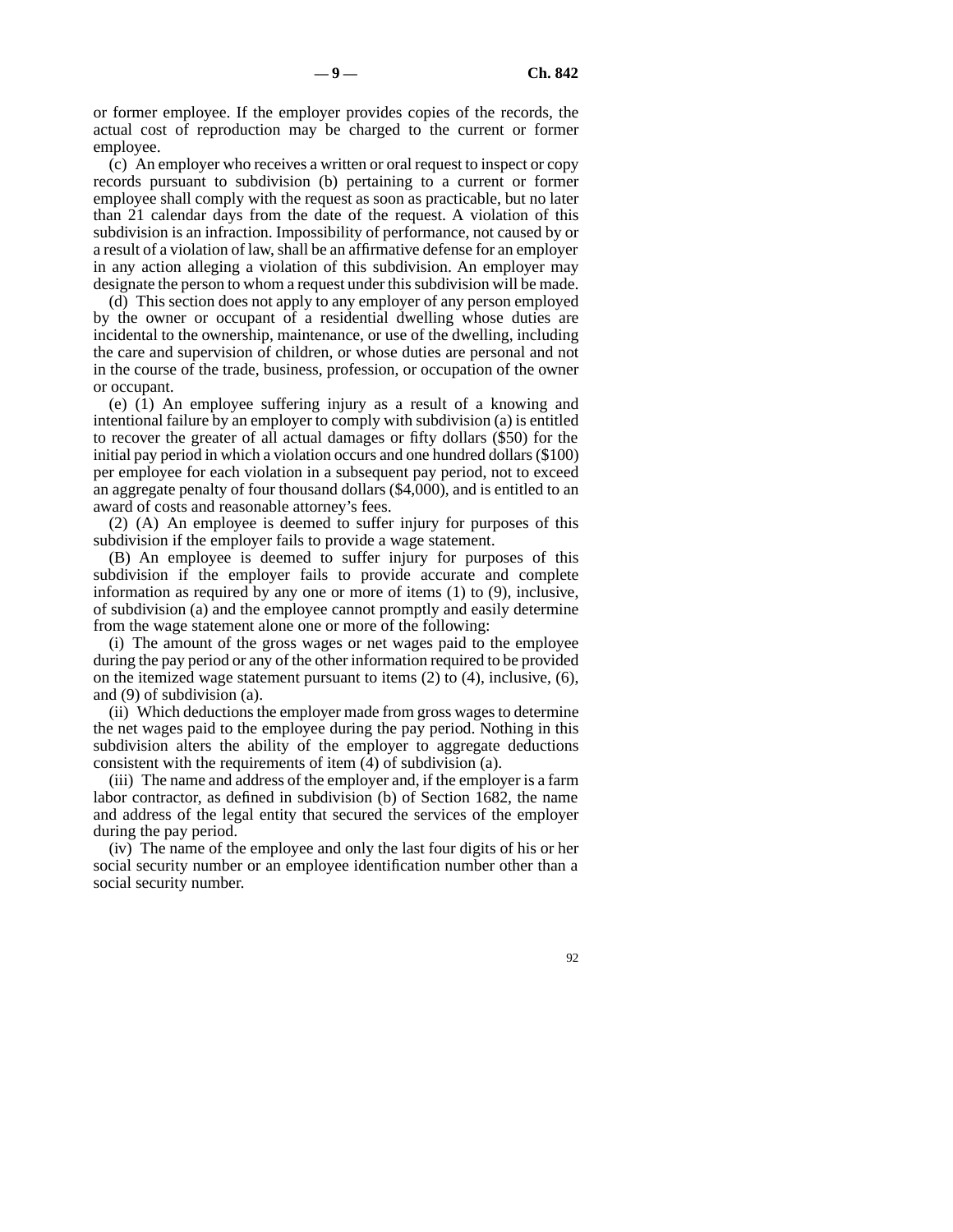or former employee. If the employer provides copies of the records, the actual cost of reproduction may be charged to the current or former employee.

(c) An employer who receives a written or oral request to inspect or copy records pursuant to subdivision (b) pertaining to a current or former employee shall comply with the request as soon as practicable, but no later than 21 calendar days from the date of the request. A violation of this subdivision is an infraction. Impossibility of performance, not caused by or a result of a violation of law, shall be an affirmative defense for an employer in any action alleging a violation of this subdivision. An employer may designate the person to whom a request under this subdivision will be made.

(d) This section does not apply to any employer of any person employed by the owner or occupant of a residential dwelling whose duties are incidental to the ownership, maintenance, or use of the dwelling, including the care and supervision of children, or whose duties are personal and not in the course of the trade, business, profession, or occupation of the owner or occupant.

(e) (1) An employee suffering injury as a result of a knowing and intentional failure by an employer to comply with subdivision (a) is entitled to recover the greater of all actual damages or fifty dollars ($50) for the initial pay period in which a violation occurs and one hundred dollars ($100) per employee for each violation in a subsequent pay period, not to exceed an aggregate penalty of four thousand dollars ($4,000), and is entitled to an award of costs and reasonable attorney's fees.

(2) (A) An employee is deemed to suffer injury for purposes of this subdivision if the employer fails to provide a wage statement.

(B) An employee is deemed to suffer injury for purposes of this subdivision if the employer fails to provide accurate and complete information as required by any one or more of items (1) to (9), inclusive, of subdivision (a) and the employee cannot promptly and easily determine from the wage statement alone one or more of the following:

(i) The amount of the gross wages or net wages paid to the employee during the pay period or any of the other information required to be provided on the itemized wage statement pursuant to items (2) to (4), inclusive, (6), and (9) of subdivision (a).

(ii) Which deductions the employer made from gross wages to determine the net wages paid to the employee during the pay period. Nothing in this subdivision alters the ability of the employer to aggregate deductions consistent with the requirements of item (4) of subdivision (a).

(iii) The name and address of the employer and, if the employer is a farm labor contractor, as defined in subdivision (b) of Section 1682, the name and address of the legal entity that secured the services of the employer during the pay period.

(iv) The name of the employee and only the last four digits of his or her social security number or an employee identification number other than a social security number.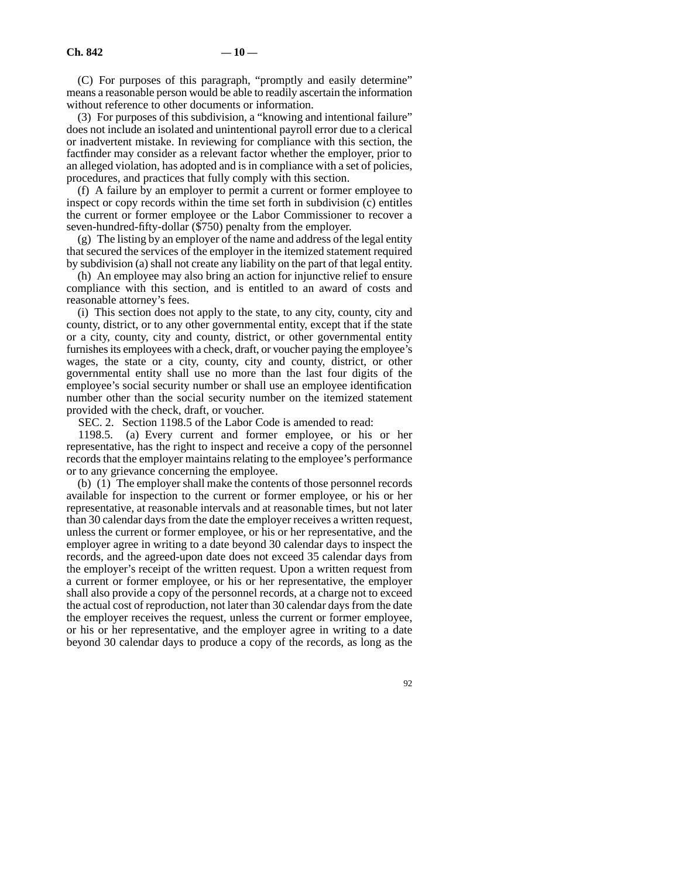(C) For purposes of this paragraph, "promptly and easily determine" means a reasonable person would be able to readily ascertain the information without reference to other documents or information.

(3) For purposes of this subdivision, a "knowing and intentional failure" does not include an isolated and unintentional payroll error due to a clerical or inadvertent mistake. In reviewing for compliance with this section, the factfinder may consider as a relevant factor whether the employer, prior to an alleged violation, has adopted and is in compliance with a set of policies, procedures, and practices that fully comply with this section.

(f) A failure by an employer to permit a current or former employee to inspect or copy records within the time set forth in subdivision (c) entitles the current or former employee or the Labor Commissioner to recover a seven-hundred-fifty-dollar ($750) penalty from the employer.

(g) The listing by an employer of the name and address of the legal entity that secured the services of the employer in the itemized statement required by subdivision (a) shall not create any liability on the part of that legal entity.

(h) An employee may also bring an action for injunctive relief to ensure compliance with this section, and is entitled to an award of costs and reasonable attorney's fees.

(i) This section does not apply to the state, to any city, county, city and county, district, or to any other governmental entity, except that if the state or a city, county, city and county, district, or other governmental entity furnishes its employees with a check, draft, or voucher paying the employee's wages, the state or a city, county, city and county, district, or other governmental entity shall use no more than the last four digits of the employee's social security number or shall use an employee identification number other than the social security number on the itemized statement provided with the check, draft, or voucher.

SEC. 2. Section 1198.5 of the Labor Code is amended to read:

1198.5. (a) Every current and former employee, or his or her representative, has the right to inspect and receive a copy of the personnel records that the employer maintains relating to the employee's performance or to any grievance concerning the employee.

(b) (1) The employer shall make the contents of those personnel records available for inspection to the current or former employee, or his or her representative, at reasonable intervals and at reasonable times, but not later than 30 calendar days from the date the employer receives a written request, unless the current or former employee, or his or her representative, and the employer agree in writing to a date beyond 30 calendar days to inspect the records, and the agreed-upon date does not exceed 35 calendar days from the employer's receipt of the written request. Upon a written request from a current or former employee, or his or her representative, the employer shall also provide a copy of the personnel records, at a charge not to exceed the actual cost of reproduction, not later than 30 calendar days from the date the employer receives the request, unless the current or former employee, or his or her representative, and the employer agree in writing to a date beyond 30 calendar days to produce a copy of the records, as long as the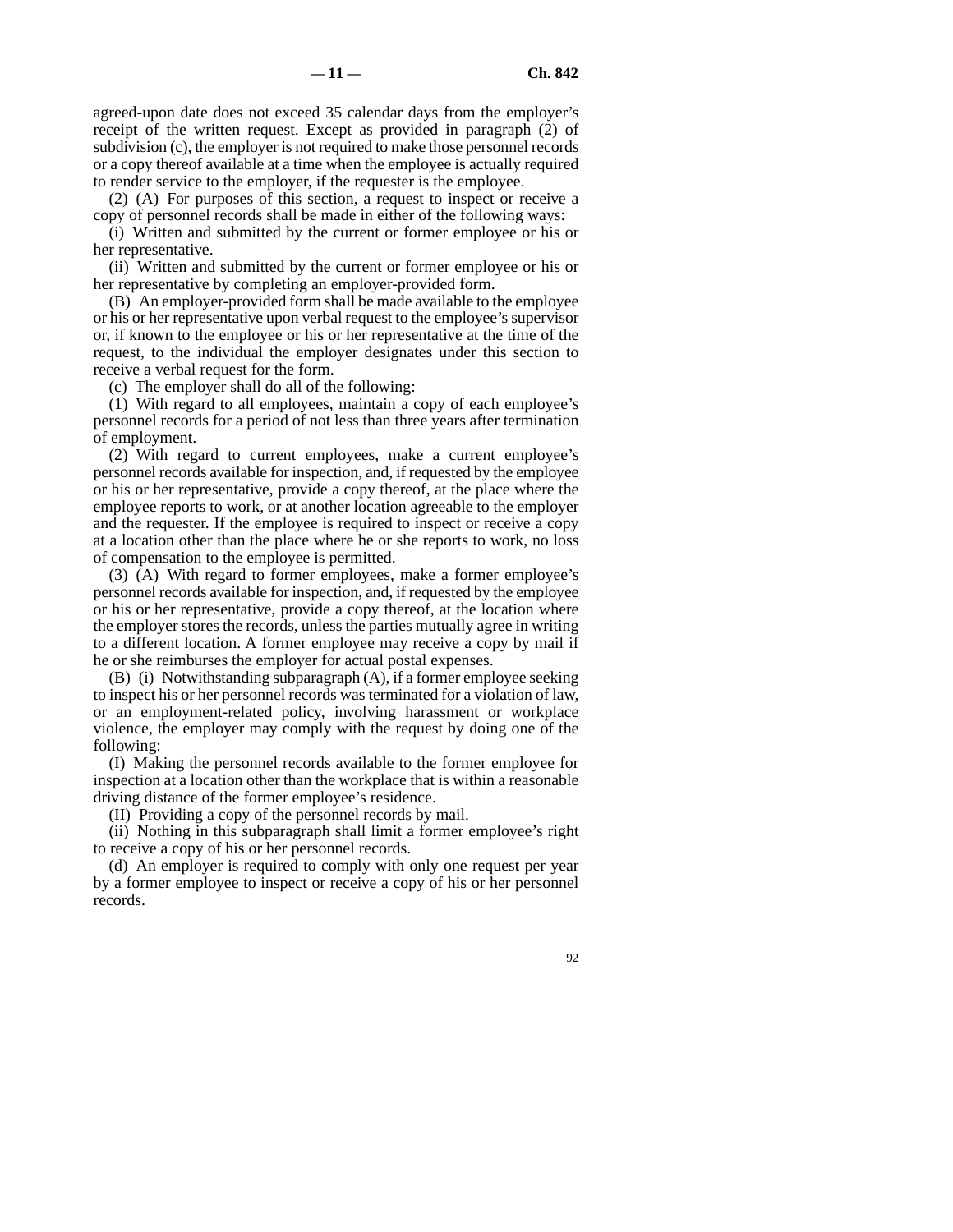agreed-upon date does not exceed 35 calendar days from the employer's receipt of the written request. Except as provided in paragraph (2) of subdivision (c), the employer is not required to make those personnel records or a copy thereof available at a time when the employee is actually required to render service to the employer, if the requester is the employee.

(2) (A) For purposes of this section, a request to inspect or receive a copy of personnel records shall be made in either of the following ways:

(i) Written and submitted by the current or former employee or his or her representative.

(ii) Written and submitted by the current or former employee or his or her representative by completing an employer-provided form.

(B) An employer-provided form shall be made available to the employee or his or her representative upon verbal request to the employee's supervisor or, if known to the employee or his or her representative at the time of the request, to the individual the employer designates under this section to receive a verbal request for the form.

(c) The employer shall do all of the following:

(1) With regard to all employees, maintain a copy of each employee's personnel records for a period of not less than three years after termination of employment.

(2) With regard to current employees, make a current employee's personnel records available for inspection, and, if requested by the employee or his or her representative, provide a copy thereof, at the place where the employee reports to work, or at another location agreeable to the employer and the requester. If the employee is required to inspect or receive a copy at a location other than the place where he or she reports to work, no loss of compensation to the employee is permitted.

(3) (A) With regard to former employees, make a former employee's personnel records available for inspection, and, if requested by the employee or his or her representative, provide a copy thereof, at the location where the employer stores the records, unless the parties mutually agree in writing to a different location. A former employee may receive a copy by mail if he or she reimburses the employer for actual postal expenses.

(B) (i) Notwithstanding subparagraph (A), if a former employee seeking to inspect his or her personnel records was terminated for a violation of law, or an employment-related policy, involving harassment or workplace violence, the employer may comply with the request by doing one of the following:

(I) Making the personnel records available to the former employee for inspection at a location other than the workplace that is within a reasonable driving distance of the former employee's residence.

(II) Providing a copy of the personnel records by mail.

(ii) Nothing in this subparagraph shall limit a former employee's right to receive a copy of his or her personnel records.

(d) An employer is required to comply with only one request per year by a former employee to inspect or receive a copy of his or her personnel records.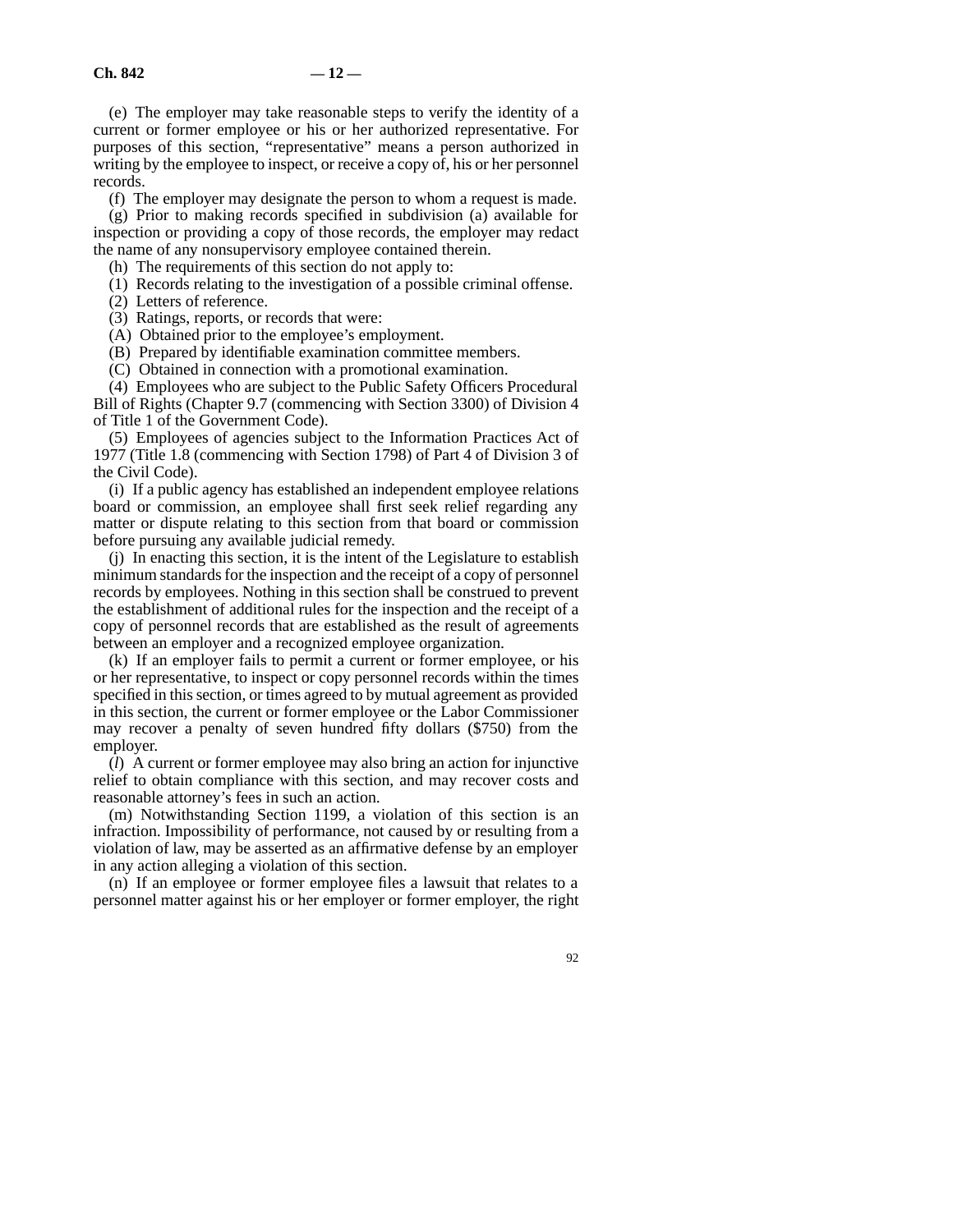(e) The employer may take reasonable steps to verify the identity of a current or former employee or his or her authorized representative. For purposes of this section, “representative” means a person authorized in writing by the employee to inspect, or receive a copy of, his or her personnel records.

(f) The employer may designate the person to whom a request is made.

(g) Prior to making records specified in subdivision (a) available for inspection or providing a copy of those records, the employer may redact the name of any nonsupervisory employee contained therein.

(h) The requirements of this section do not apply to:

(1) Records relating to the investigation of a possible criminal offense.

(2) Letters of reference.

(3) Ratings, reports, or records that were:

(A) Obtained prior to the employee’s employment.

(B) Prepared by identifiable examination committee members.

(C) Obtained in connection with a promotional examination.

(4) Employees who are subject to the Public Safety Officers Procedural Bill of Rights (Chapter 9.7 (commencing with Section 3300) of Division 4 of Title 1 of the Government Code).

(5) Employees of agencies subject to the Information Practices Act of 1977 (Title 1.8 (commencing with Section 1798) of Part 4 of Division 3 of the Civil Code).

(i) If a public agency has established an independent employee relations board or commission, an employee shall first seek relief regarding any matter or dispute relating to this section from that board or commission before pursuing any available judicial remedy.

(j) In enacting this section, it is the intent of the Legislature to establish minimum standards for the inspection and the receipt of a copy of personnel records by employees. Nothing in this section shall be construed to prevent the establishment of additional rules for the inspection and the receipt of a copy of personnel records that are established as the result of agreements between an employer and a recognized employee organization.

(k) If an employer fails to permit a current or former employee, or his or her representative, to inspect or copy personnel records within the times specified in this section, or times agreed to by mutual agreement as provided in this section, the current or former employee or the Labor Commissioner may recover a penalty of seven hundred fifty dollars ($750) from the employer.

(*l*) A current or former employee may also bring an action for injunctive relief to obtain compliance with this section, and may recover costs and reasonable attorney’s fees in such an action.

(m) Notwithstanding Section 1199, a violation of this section is an infraction. Impossibility of performance, not caused by or resulting from a violation of law, may be asserted as an affirmative defense by an employer in any action alleging a violation of this section.

(n) If an employee or former employee files a lawsuit that relates to a personnel matter against his or her employer or former employer, the right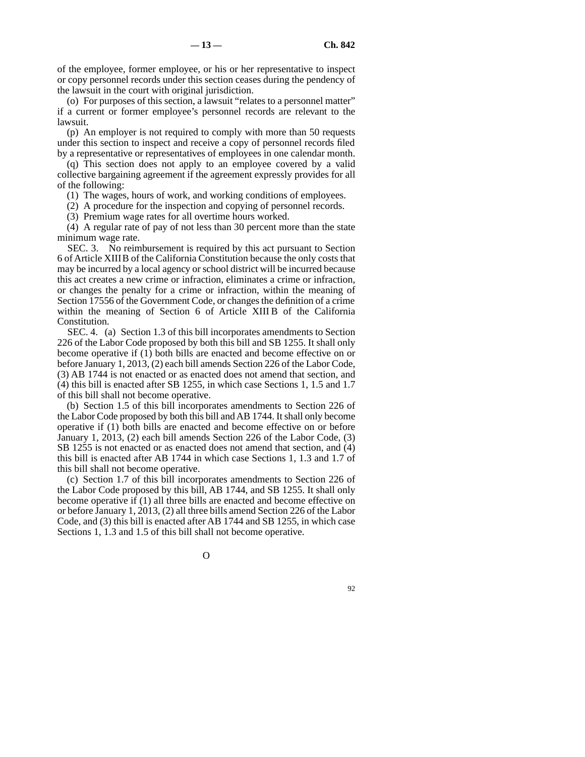of the employee, former employee, or his or her representative to inspect or copy personnel records under this section ceases during the pendency of the lawsuit in the court with original jurisdiction.

(o) For purposes of this section, a lawsuit "relates to a personnel matter" if a current or former employee's personnel records are relevant to the lawsuit.

(p) An employer is not required to comply with more than 50 requests under this section to inspect and receive a copy of personnel records filed by a representative or representatives of employees in one calendar month.

(q) This section does not apply to an employee covered by a valid collective bargaining agreement if the agreement expressly provides for all of the following:

(1) The wages, hours of work, and working conditions of employees.

(2) A procedure for the inspection and copying of personnel records.

(3) Premium wage rates for all overtime hours worked.

(4) A regular rate of pay of not less than 30 percent more than the state minimum wage rate.

SEC. 3. No reimbursement is required by this act pursuant to Section 6 of Article XIII B of the California Constitution because the only costs that may be incurred by a local agency or school district will be incurred because this act creates a new crime or infraction, eliminates a crime or infraction, or changes the penalty for a crime or infraction, within the meaning of Section 17556 of the Government Code, or changes the definition of a crime within the meaning of Section 6 of Article XIII B of the California Constitution.

SEC. 4. (a) Section 1.3 of this bill incorporates amendments to Section 226 of the Labor Code proposed by both this bill and SB 1255. It shall only become operative if (1) both bills are enacted and become effective on or before January 1, 2013, (2) each bill amends Section 226 of the Labor Code, (3) AB 1744 is not enacted or as enacted does not amend that section, and (4) this bill is enacted after SB 1255, in which case Sections 1, 1.5 and 1.7 of this bill shall not become operative.

(b) Section 1.5 of this bill incorporates amendments to Section 226 of the Labor Code proposed by both this bill and AB 1744. It shall only become operative if (1) both bills are enacted and become effective on or before January 1, 2013, (2) each bill amends Section 226 of the Labor Code, (3) SB 1255 is not enacted or as enacted does not amend that section, and (4) this bill is enacted after AB 1744 in which case Sections 1, 1.3 and 1.7 of this bill shall not become operative.

(c) Section 1.7 of this bill incorporates amendments to Section 226 of the Labor Code proposed by this bill, AB 1744, and SB 1255. It shall only become operative if (1) all three bills are enacted and become effective on or before January 1, 2013, (2) all three bills amend Section 226 of the Labor Code, and (3) this bill is enacted after AB 1744 and SB 1255, in which case Sections 1, 1.3 and 1.5 of this bill shall not become operative.

O